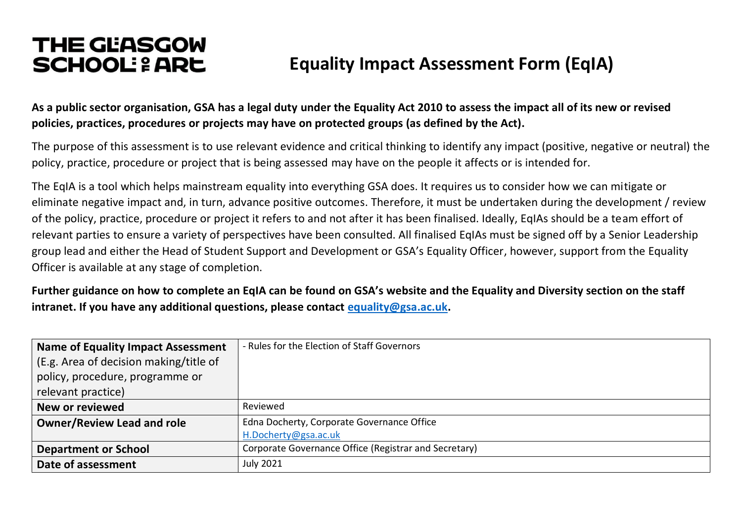THE GLASGOW SCHOOL OF ART

# Equality Impact Assessment Form (EqIA)

**As a public sector organisation, GSA has a legal duty under the Equality Act 2010 to assess the impact all of its new or revised policies, practices, procedures or projects may have on protected groups (as defined by the Act).**

The purpose of this assessment is to use relevant evidence and critical thinking to identify any impact (positive, negative or neutral) the policy, practice, procedure or project that is being assessed may have on the people it affects or is intended for.

The EqIA is a tool which helps mainstream equality into everything GSA does. It requires us to consider how we can mitigate or eliminate negative impact and, in turn, advance positive outcomes. Therefore, it must be undertaken during the development / review of the policy, practice, procedure or project it refers to and not after it has been finalised. Ideally, EqIAs should be a team effort of relevant parties to ensure a variety of perspectives have been consulted. All finalised EqIAs must be signed off by a Senior Leadership group lead and either the Head of Student Support and Development or GSA's Equality Officer, however, support from the Equality Officer is available at any stage of completion.

**Further guidance on how to complete an EqIA can be found on GSA's website and the Equality and Diversity section on the staff intranet. If you have any additional questions, please contact [equality@gsa.ac.uk](mailto:equality@gsa.ac.uk).**

| | |
|---|---|
| **Name of Equality Impact Assessment** (E.g. Area of decision making/title of policy, procedure, programme or relevant practice) | - Rules for the Election of Staff Governors |
| **New or reviewed** | Reviewed |
| **Owner/Review Lead and role** | Edna Docherty, Corporate Governance Office<br>[H.Docherty@gsa.ac.uk](mailto:H.Docherty@gsa.ac.uk) |
| **Department or School** | Corporate Governance Office (Registrar and Secretary) |
| **Date of assessment** | July 2021 |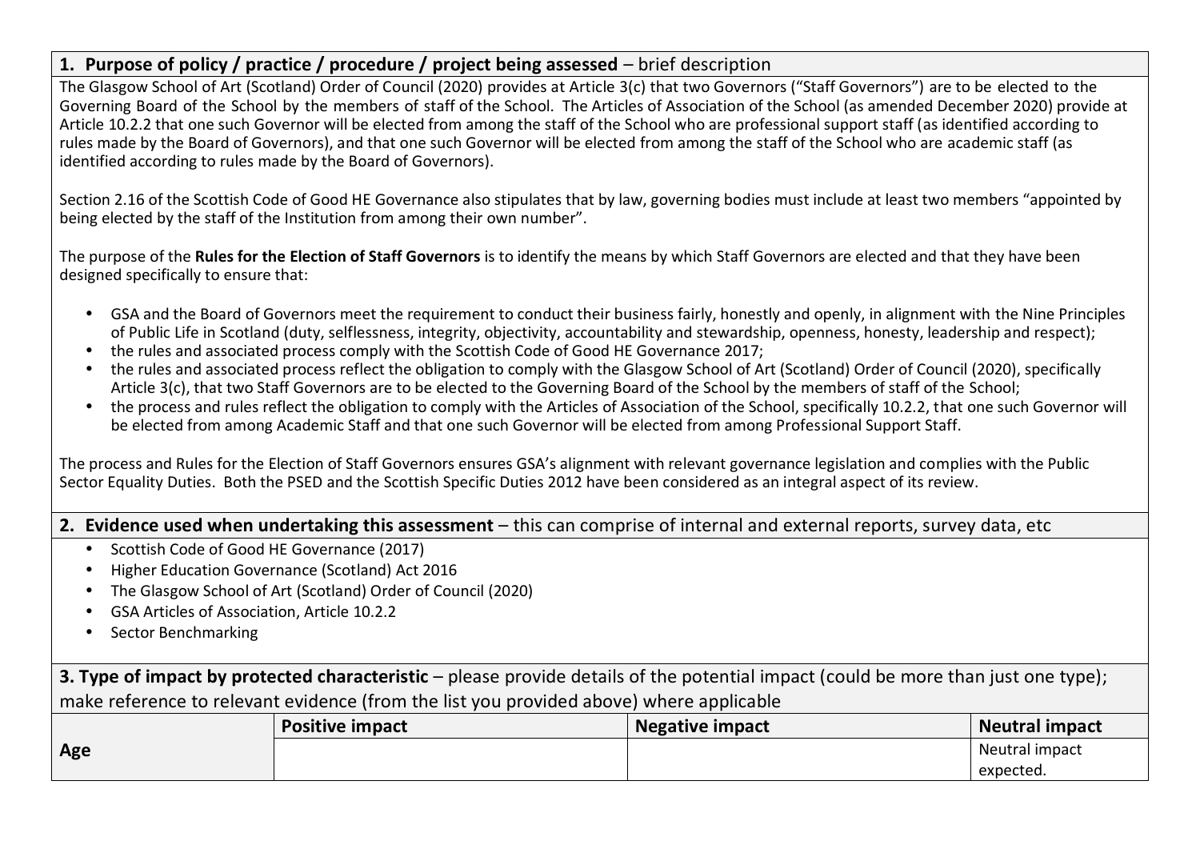## 1. Purpose of policy / practice / procedure / project being assessed – brief description

The Glasgow School of Art (Scotland) Order of Council (2020) provides at Article 3(c) that two Governors ("Staff Governors") are to be elected to the Governing Board of the School by the members of staff of the School. The Articles of Association of the School (as amended December 2020) provide at Article 10.2.2 that one such Governor will be elected from among the staff of the School who are professional support staff (as identified according to rules made by the Board of Governors), and that one such Governor will be elected from among the staff of the School who are academic staff (as identified according to rules made by the Board of Governors).

Section 2.16 of the Scottish Code of Good HE Governance also stipulates that by law, governing bodies must include at least two members "appointed by being elected by the staff of the Institution from among their own number".

The purpose of the **Rules for the Election of Staff Governors** is to identify the means by which Staff Governors are elected and that they have been designed specifically to ensure that:

- GSA and the Board of Governors meet the requirement to conduct their business fairly, honestly and openly, in alignment with the Nine Principles of Public Life in Scotland (duty, selflessness, integrity, objectivity, accountability and stewardship, openness, honesty, leadership and respect);
- the rules and associated process comply with the Scottish Code of Good HE Governance 2017;
- the rules and associated process reflect the obligation to comply with the Glasgow School of Art (Scotland) Order of Council (2020), specifically Article 3(c), that two Staff Governors are to be elected to the Governing Board of the School by the members of staff of the School;
- the process and rules reflect the obligation to comply with the Articles of Association of the School, specifically 10.2.2, that one such Governor will be elected from among Academic Staff and that one such Governor will be elected from among Professional Support Staff.

The process and Rules for the Election of Staff Governors ensures GSA's alignment with relevant governance legislation and complies with the Public Sector Equality Duties. Both the PSED and the Scottish Specific Duties 2012 have been considered as an integral aspect of its review.

## 2. Evidence used when undertaking this assessment – this can comprise of internal and external reports, survey data, etc

- Scottish Code of Good HE Governance (2017)
- Higher Education Governance (Scotland) Act 2016
- The Glasgow School of Art (Scotland) Order of Council (2020)
- GSA Articles of Association, Article 10.2.2
- Sector Benchmarking

## 3. Type of impact by protected characteristic – please provide details of the potential impact (could be more than just one type); make reference to relevant evidence (from the list you provided above) where applicable

| | Positive impact | Negative impact | Neutral impact |
|---|---|---|---|
| **Age** | | | Neutral impact expected. |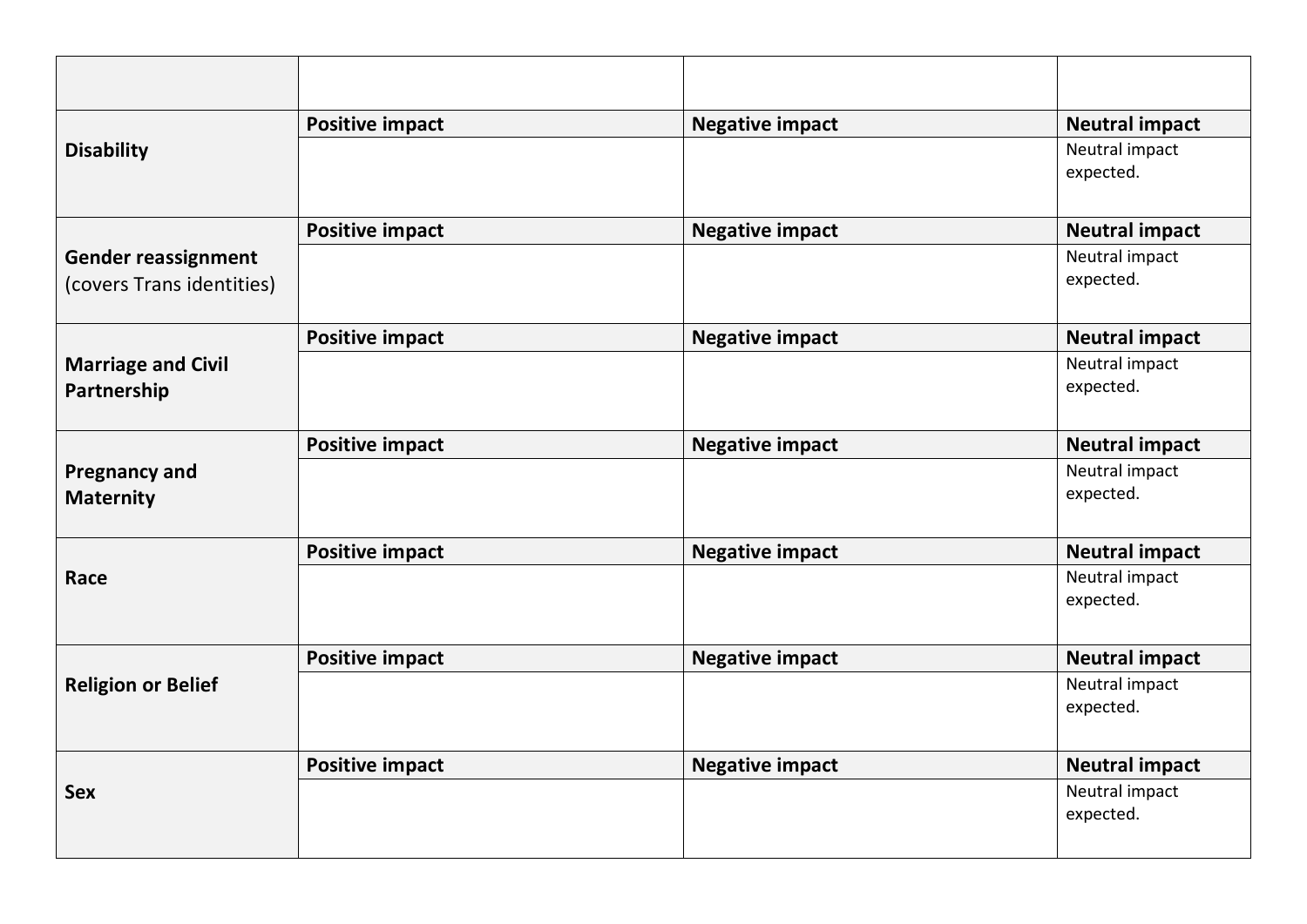| | | | |
|---|---|---|---|
| **Disability** | **Positive impact** | **Negative impact** | **Neutral impact** |
| | | | Neutral impact expected. |
| **Gender reassignment** (covers Trans identities) | **Positive impact** | **Negative impact** | **Neutral impact** |
| | | | Neutral impact expected. |
| **Marriage and Civil Partnership** | **Positive impact** | **Negative impact** | **Neutral impact** |
| | | | Neutral impact expected. |
| **Pregnancy and Maternity** | **Positive impact** | **Negative impact** | **Neutral impact** |
| | | | Neutral impact expected. |
| **Race** | **Positive impact** | **Negative impact** | **Neutral impact** |
| | | | Neutral impact expected. |
| **Religion or Belief** | **Positive impact** | **Negative impact** | **Neutral impact** |
| | | | Neutral impact expected. |
| **Sex** | **Positive impact** | **Negative impact** | **Neutral impact** |
| | | | Neutral impact expected. |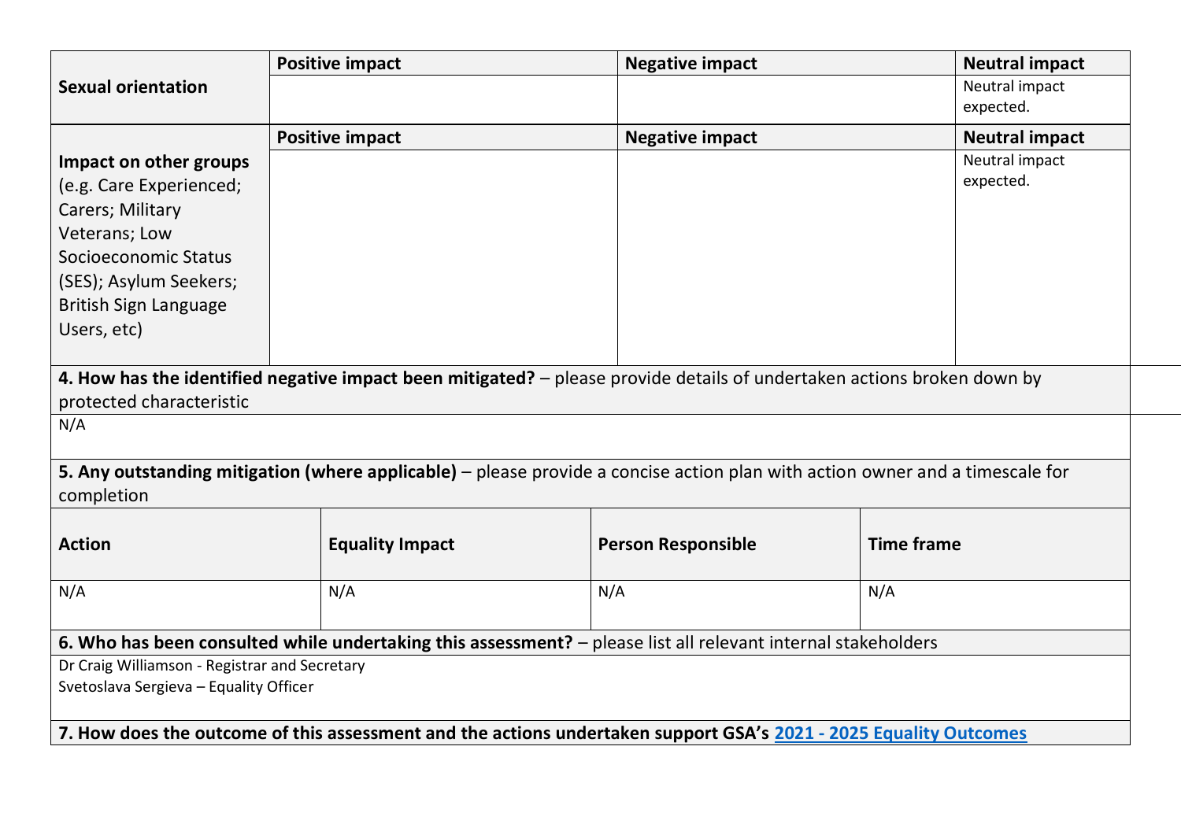| Sexual orientation | Positive impact | Negative impact | Neutral impact |
|---|---|---|---|
| | | | Neutral impact expected. |

| **Impact on other groups** (e.g. Care Experienced; Carers; Military Veterans; Low Socioeconomic Status (SES); Asylum Seekers; British Sign Language Users, etc) | **Positive impact** | **Negative impact** | **Neutral impact** |
|---|---|---|---|
| | | | Neutral impact expected. |

**4. How has the identified negative impact been mitigated?** – please provide details of undertaken actions broken down by protected characteristic

N/A

**5. Any outstanding mitigation (where applicable)** – please provide a concise action plan with action owner and a timescale for completion

| Action | Equality Impact | Person Responsible | Time frame |
|---|---|---|---|
| N/A | N/A | N/A | N/A |

**6. Who has been consulted while undertaking this assessment?** – please list all relevant internal stakeholders

Dr Craig Williamson - Registrar and Secretary
Svetoslava Sergieva – Equality Officer

**7. How does the outcome of this assessment and the actions undertaken support GSA's 2021 - 2025 Equality Outcomes**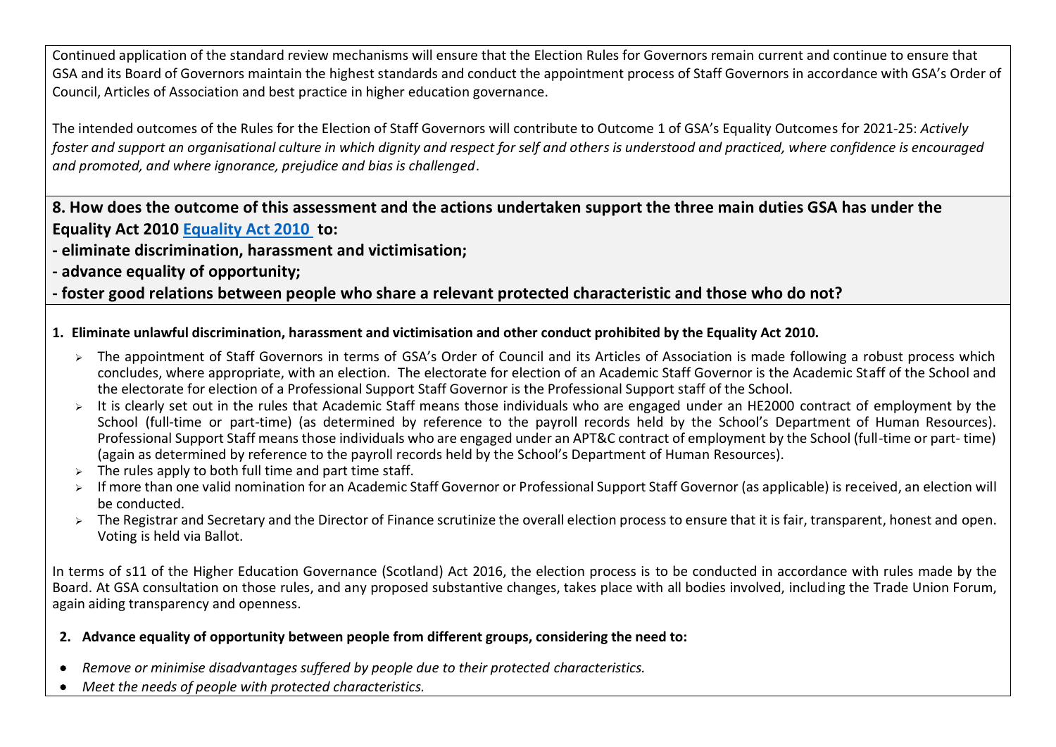Continued application of the standard review mechanisms will ensure that the Election Rules for Governors remain current and continue to ensure that GSA and its Board of Governors maintain the highest standards and conduct the appointment process of Staff Governors in accordance with GSA's Order of Council, Articles of Association and best practice in higher education governance.

The intended outcomes of the Rules for the Election of Staff Governors will contribute to Outcome 1 of GSA's Equality Outcomes for 2021-25: *Actively foster and support an organisational culture in which dignity and respect for self and others is understood and practiced, where confidence is encouraged and promoted, and where ignorance, prejudice and bias is challenged*.

**8. How does the outcome of this assessment and the actions undertaken support the three main duties GSA has under the Equality Act 2010 [Equality Act 2010](#) to:**
**- eliminate discrimination, harassment and victimisation;**
**- advance equality of opportunity;**
**- foster good relations between people who share a relevant protected characteristic and those who do not?**

**1. Eliminate unlawful discrimination, harassment and victimisation and other conduct prohibited by the Equality Act 2010.**

- The appointment of Staff Governors in terms of GSA's Order of Council and its Articles of Association is made following a robust process which concludes, where appropriate, with an election. The electorate for election of an Academic Staff Governor is the Academic Staff of the School and the electorate for election of a Professional Support Staff Governor is the Professional Support staff of the School.
- It is clearly set out in the rules that Academic Staff means those individuals who are engaged under an HE2000 contract of employment by the School (full-time or part-time) (as determined by reference to the payroll records held by the School's Department of Human Resources). Professional Support Staff means those individuals who are engaged under an APT&C contract of employment by the School (full-time or part- time) (again as determined by reference to the payroll records held by the School's Department of Human Resources).
- The rules apply to both full time and part time staff.
- If more than one valid nomination for an Academic Staff Governor or Professional Support Staff Governor (as applicable) is received, an election will be conducted.
- The Registrar and Secretary and the Director of Finance scrutinize the overall election process to ensure that it is fair, transparent, honest and open. Voting is held via Ballot.

In terms of s11 of the Higher Education Governance (Scotland) Act 2016, the election process is to be conducted in accordance with rules made by the Board. At GSA consultation on those rules, and any proposed substantive changes, takes place with all bodies involved, including the Trade Union Forum, again aiding transparency and openness.

**2. Advance equality of opportunity between people from different groups, considering the need to:**

- *Remove or minimise disadvantages suffered by people due to their protected characteristics.*
- *Meet the needs of people with protected characteristics.*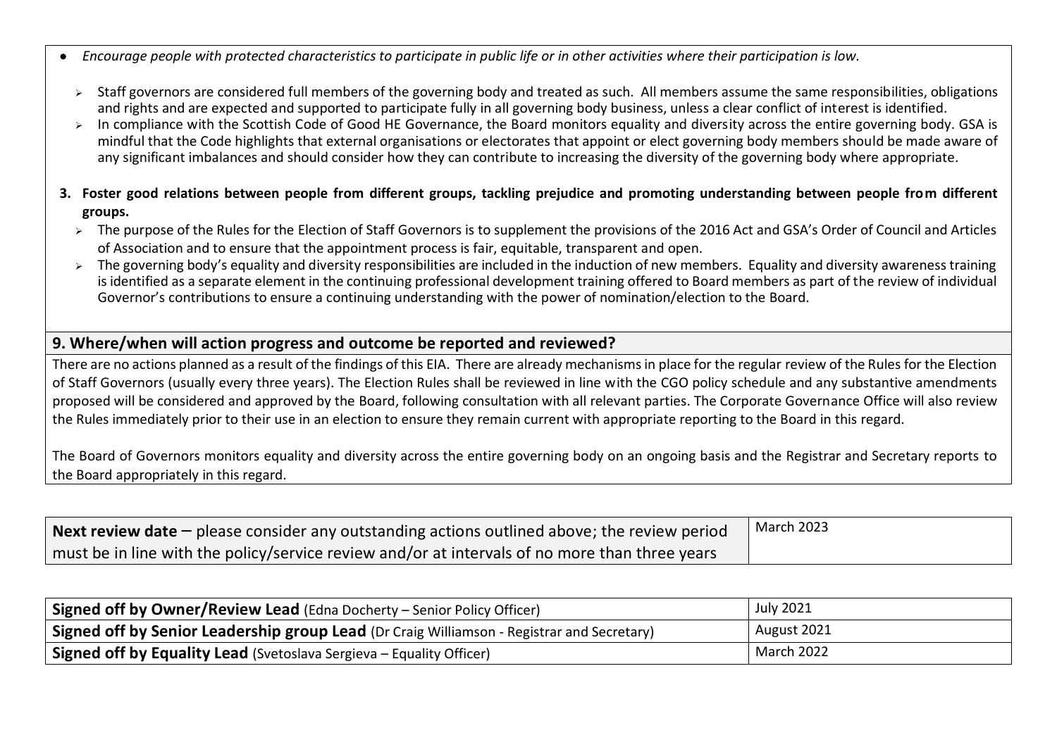- *Encourage people with protected characteristics to participate in public life or in other activities where their participation is low.*
  - Staff governors are considered full members of the governing body and treated as such. All members assume the same responsibilities, obligations and rights and are expected and supported to participate fully in all governing body business, unless a clear conflict of interest is identified.
  - In compliance with the Scottish Code of Good HE Governance, the Board monitors equality and diversity across the entire governing body. GSA is mindful that the Code highlights that external organisations or electorates that appoint or elect governing body members should be made aware of any significant imbalances and should consider how they can contribute to increasing the diversity of the governing body where appropriate.

**3. Foster good relations between people from different groups, tackling prejudice and promoting understanding between people from different groups.**

- The purpose of the Rules for the Election of Staff Governors is to supplement the provisions of the 2016 Act and GSA's Order of Council and Articles of Association and to ensure that the appointment process is fair, equitable, transparent and open.
- The governing body's equality and diversity responsibilities are included in the induction of new members. Equality and diversity awareness training is identified as a separate element in the continuing professional development training offered to Board members as part of the review of individual Governor's contributions to ensure a continuing understanding with the power of nomination/election to the Board.

## 9. Where/when will action progress and outcome be reported and reviewed?

There are no actions planned as a result of the findings of this EIA. There are already mechanisms in place for the regular review of the Rules for the Election of Staff Governors (usually every three years). The Election Rules shall be reviewed in line with the CGO policy schedule and any substantive amendments proposed will be considered and approved by the Board, following consultation with all relevant parties. The Corporate Governance Office will also review the Rules immediately prior to their use in an election to ensure they remain current with appropriate reporting to the Board in this regard.

The Board of Governors monitors equality and diversity across the entire governing body on an ongoing basis and the Registrar and Secretary reports to the Board appropriately in this regard.

| | |
|---|---|
| **Next review date** – please consider any outstanding actions outlined above; the review period must be in line with the policy/service review and/or at intervals of no more than three years | March 2023 |

| | |
|---|---|
| **Signed off by Owner/Review Lead** (Edna Docherty – Senior Policy Officer) | July 2021 |
| **Signed off by Senior Leadership group Lead** (Dr Craig Williamson - Registrar and Secretary) | August 2021 |
| **Signed off by Equality Lead** (Svetoslava Sergieva – Equality Officer) | March 2022 |